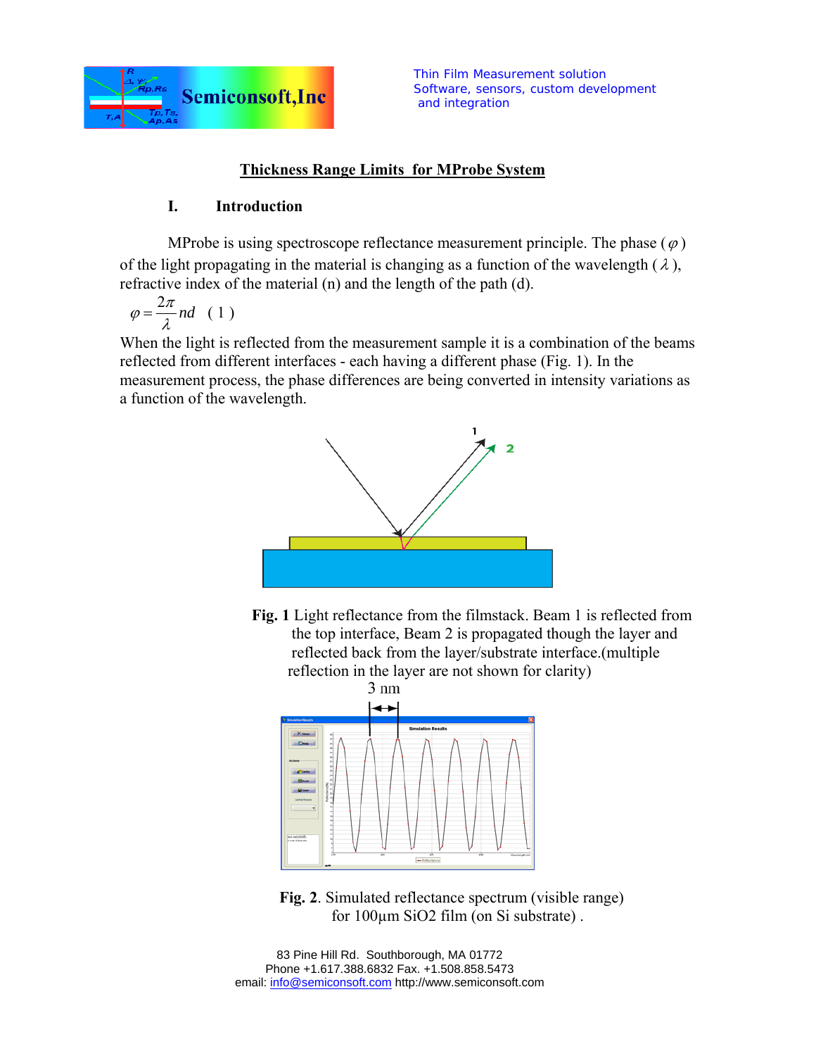Thin Film Measurement solution
Software, sensors, custom development
and integration

# Thickness Range Limits for MProbe System

## I. Introduction

MProbe is using spectroscope reflectance measurement principle. The phase ($\varphi$) of the light propagating in the material is changing as a function of the wavelength ($\lambda$), refractive index of the material (n) and the length of the path (d).

$$\varphi = \frac{2\pi}{\lambda} nd \quad (1)$$

When the light is reflected from the measurement sample it is a combination of the beams reflected from different interfaces - each having a different phase (Fig. 1). In the measurement process, the phase differences are being converted in intensity variations as a function of the wavelength.

**Fig. 1** Light reflectance from the filmstack. Beam 1 is reflected from the top interface, Beam 2 is propagated though the layer and reflected back from the layer/substrate interface.(multiple reflection in the layer are not shown for clarity)

3 nm

**Fig. 2**. Simulated reflectance spectrum (visible range) for 100µm SiO2 film (on Si substrate) .

83 Pine Hill Rd. Southborough, MA 01772
Phone +1.617.388.6832 Fax. +1.508.858.5473
email: info@semiconsoft.com http://www.semiconsoft.com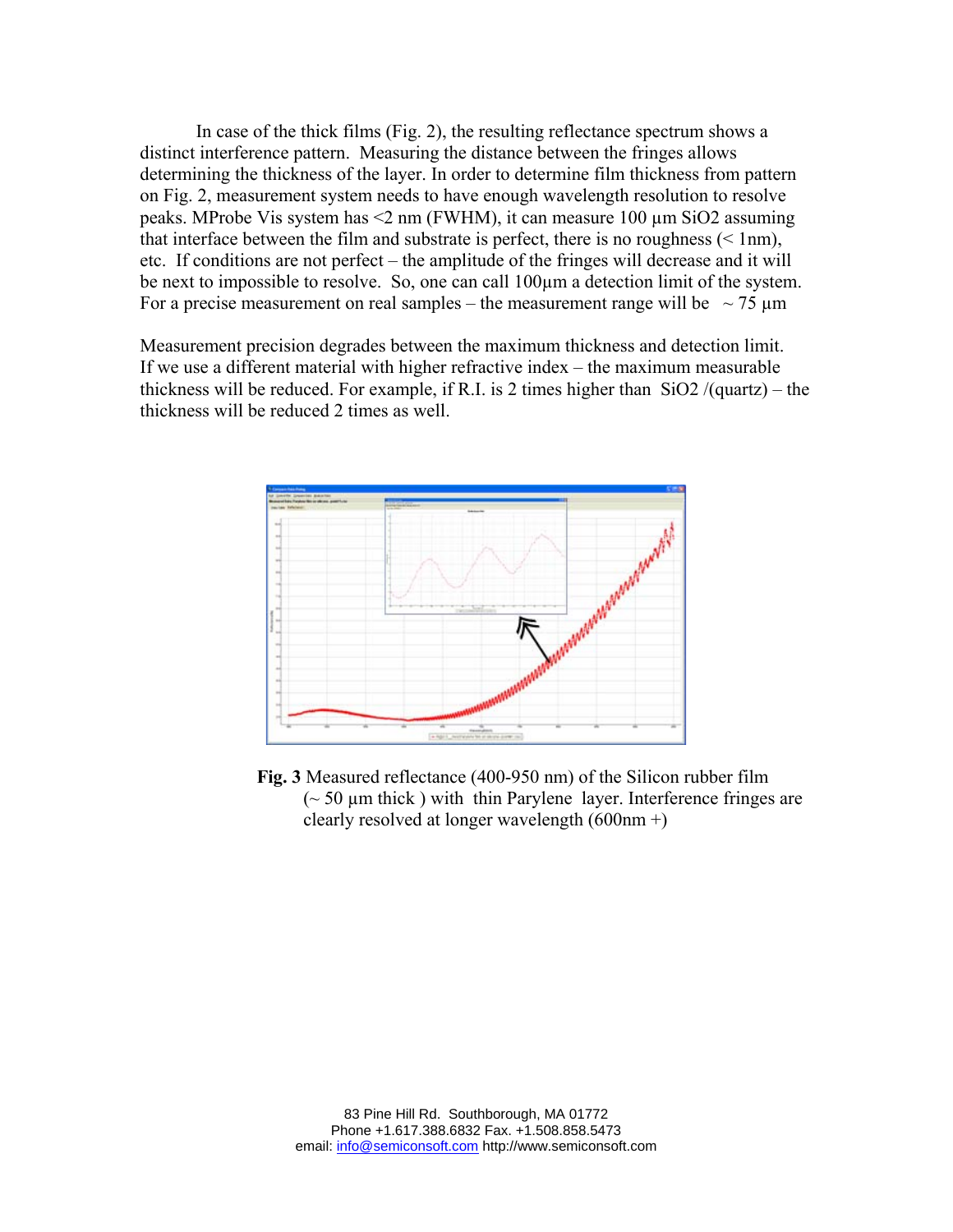In case of the thick films (Fig. 2), the resulting reflectance spectrum shows a distinct interference pattern. Measuring the distance between the fringes allows determining the thickness of the layer. In order to determine film thickness from pattern on Fig. 2, measurement system needs to have enough wavelength resolution to resolve peaks. MProbe Vis system has <2 nm (FWHM), it can measure 100 µm $SiO_2$ assuming that interface between the film and substrate is perfect, there is no roughness (< 1nm), etc. If conditions are not perfect – the amplitude of the fringes will decrease and it will be next to impossible to resolve. So, one can call 100µm a detection limit of the system. For a precise measurement on real samples – the measurement range will be ~ 75 µm

Measurement precision degrades between the maximum thickness and detection limit. If we use a different material with higher refractive index – the maximum measurable thickness will be reduced. For example, if R.I. is 2 times higher than $SiO_2$ /(quartz) – the thickness will be reduced 2 times as well.

**Fig. 3** Measured reflectance (400-950 nm) of the Silicon rubber film (~ 50 µm thick ) with thin Parylene layer. Interference fringes are clearly resolved at longer wavelength (600nm +)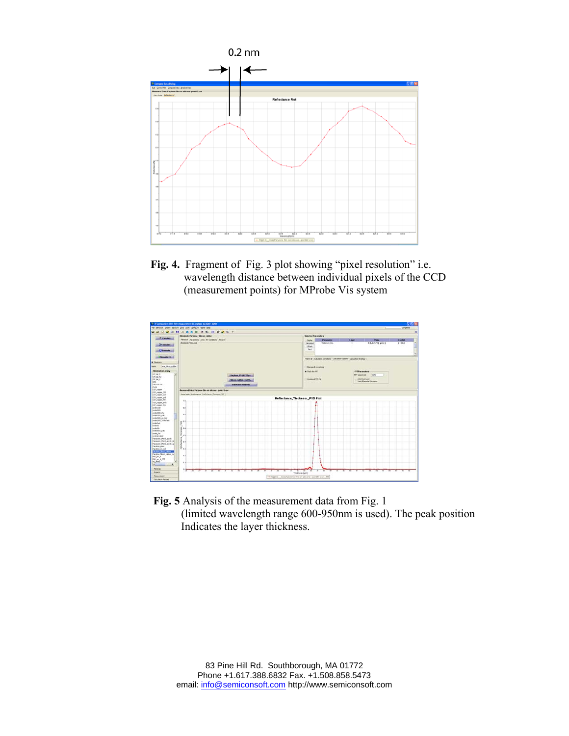0.2 nm

**Fig. 4.** Fragment of Fig. 3 plot showing "pixel resolution" i.e. wavelength distance between individual pixels of the CCD (measurement points) for MProbe Vis system

**Fig. 5** Analysis of the measurement data from Fig. 1 (limited wavelength range 600-950nm is used). The peak position Indicates the layer thickness.

83 Pine Hill Rd. Southborough, MA 01772
Phone +1.617.388.6832 Fax. +1.508.858.5473
email: info@semiconsoft.com http://www.semiconsoft.com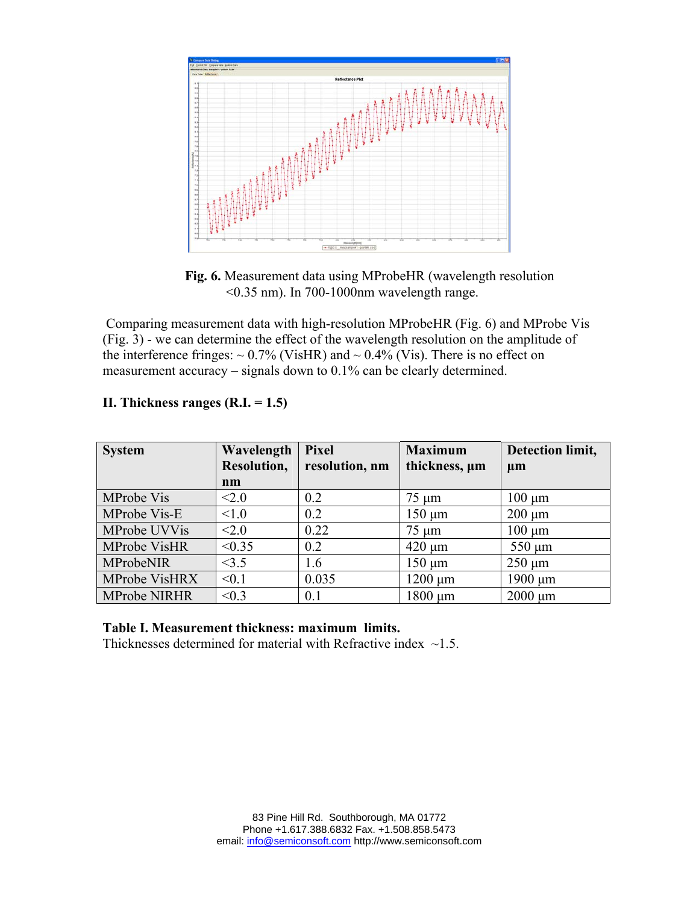**Fig. 6.** Measurement data using MProbeHR (wavelength resolution <0.35 nm). In 700-1000nm wavelength range.

Comparing measurement data with high-resolution MProbeHR (Fig. 6) and MProbe Vis (Fig. 3) - we can determine the effect of the wavelength resolution on the amplitude of the interference fringes: ~ 0.7% (VisHR) and ~ 0.4% (Vis). There is no effect on measurement accuracy – signals down to 0.1% can be clearly determined.

**II. Thickness ranges (R.I. = 1.5)**

| System | Wavelength Resolution, nm | Pixel resolution, nm | Maximum thickness, µm | Detection limit, µm |
|---|---|---|---|---|
| MProbe Vis | <2.0 | 0.2 | 75 µm | 100 µm |
| MProbe Vis-E | <1.0 | 0.2 | 150 µm | 200 µm |
| MProbe UVVis | <2.0 | 0.22 | 75 µm | 100 µm |
| MProbe VisHR | <0.35 | 0.2 | 420 µm | 550 µm |
| MProbeNIR | <3.5 | 1.6 | 150 µm | 250 µm |
| MProbe VisHRX | <0.1 | 0.035 | 1200 µm | 1900 µm |
| MProbe NIRHR | <0.3 | 0.1 | 1800 µm | 2000 µm |

**Table I. Measurement thickness: maximum limits.**
Thicknesses determined for material with Refractive index ~1.5.

83 Pine Hill Rd. Southborough, MA 01772
Phone +1.617.388.6832 Fax. +1.508.858.5473
email: info@semiconsoft.com http://www.semiconsoft.com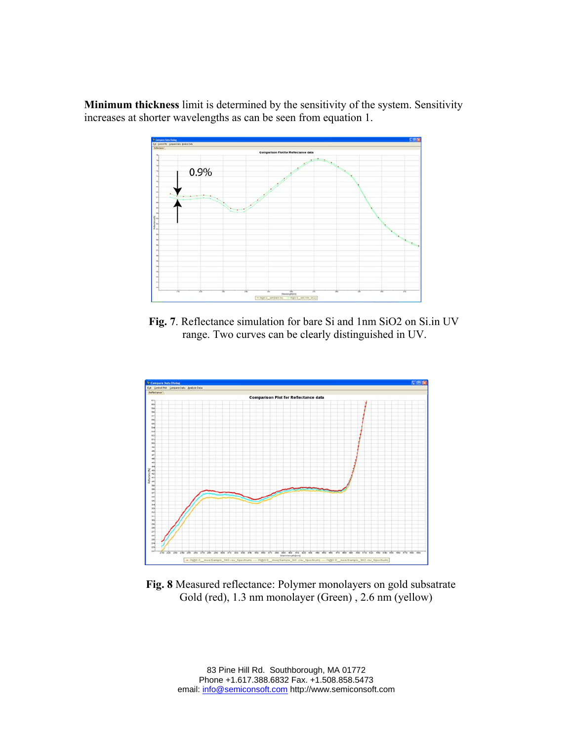**Minimum thickness** limit is determined by the sensitivity of the system. Sensitivity increases at shorter wavelengths as can be seen from equation 1.

**Fig. 7**. Reflectance simulation for bare Si and 1nm $SiO_2$ on Si.in UV range. Two curves can be clearly distinguished in UV.

**Fig. 8** Measured reflectance: Polymer monolayers on gold subsatrate Gold (red), 1.3 nm monolayer (Green) , 2.6 nm (yellow)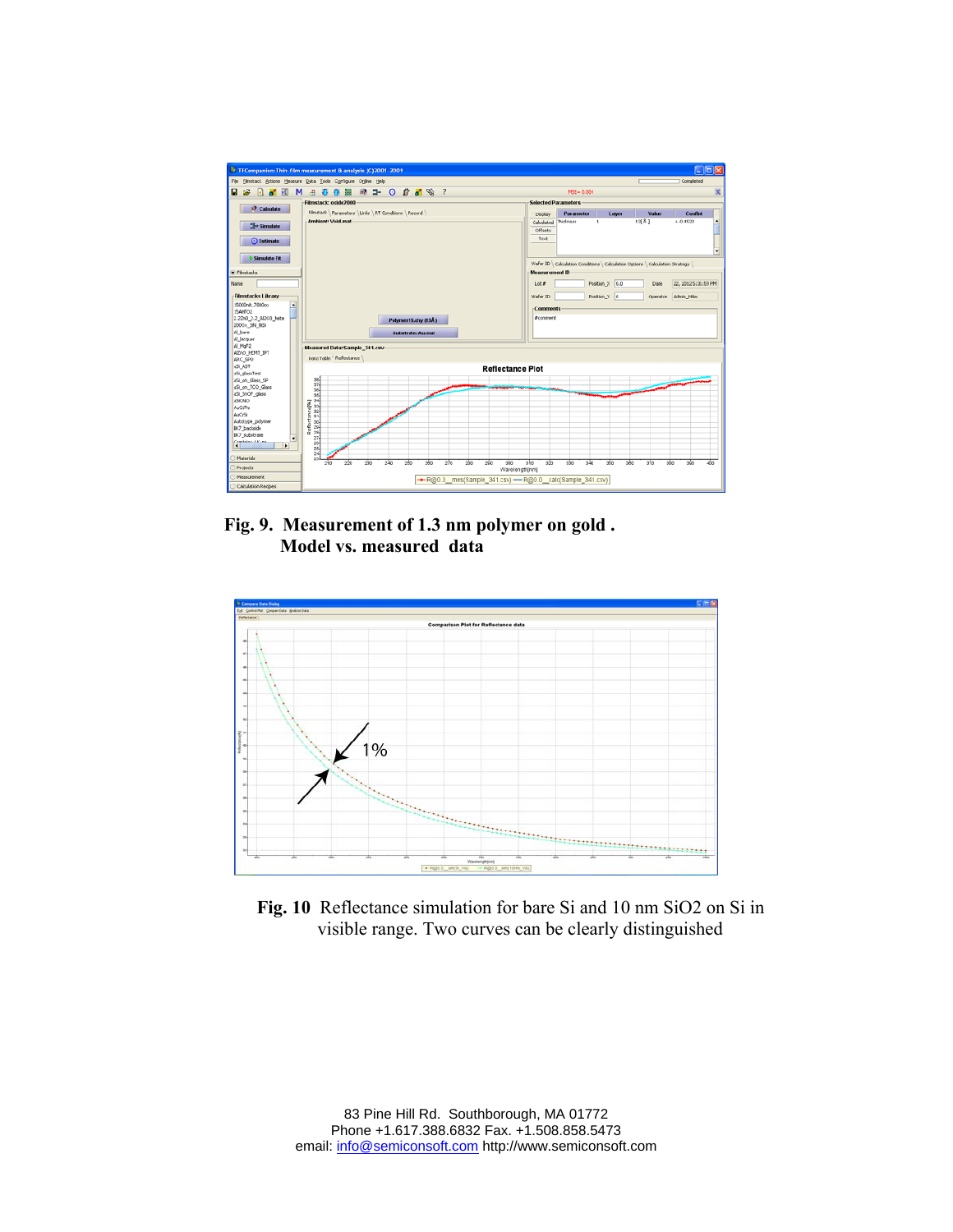**Fig. 9. Measurement of 1.3 nm polymer on gold . Model vs. measured data**

**Fig. 10** Reflectance simulation for bare Si and 10 nm SiO2 on Si in visible range. Two curves can be clearly distinguished

83 Pine Hill Rd. Southborough, MA 01772
Phone +1.617.388.6832 Fax. +1.508.858.5473
email: info@semiconsoft.com http://www.semiconsoft.com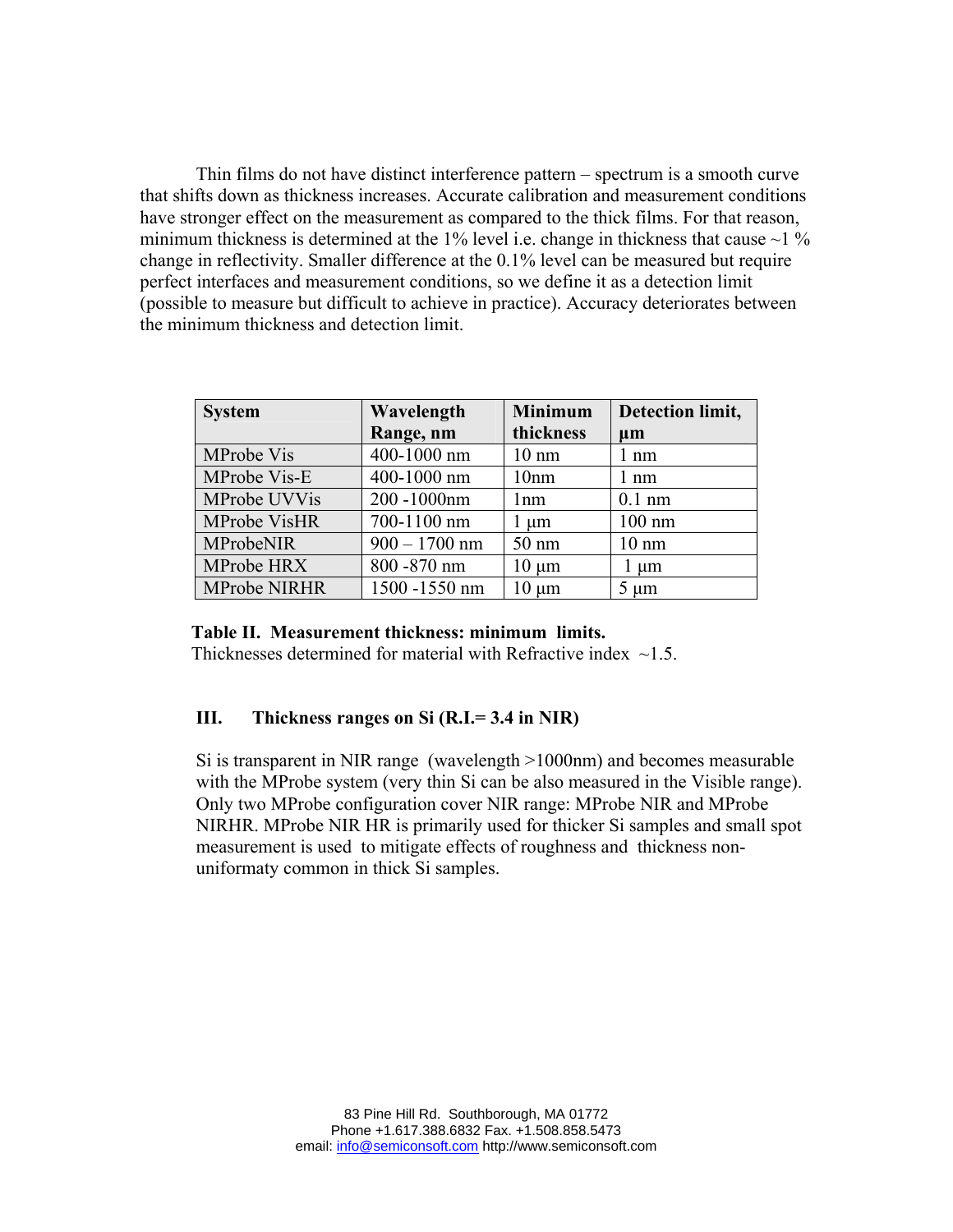Thin films do not have distinct interference pattern – spectrum is a smooth curve that shifts down as thickness increases. Accurate calibration and measurement conditions have stronger effect on the measurement as compared to the thick films. For that reason, minimum thickness is determined at the 1% level i.e. change in thickness that cause ~1 % change in reflectivity. Smaller difference at the 0.1% level can be measured but require perfect interfaces and measurement conditions, so we define it as a detection limit (possible to measure but difficult to achieve in practice). Accuracy deteriorates between the minimum thickness and detection limit.

| **System** | **Wavelength Range, nm** | **Minimum thickness** | **Detection limit, µm** |
|---|---|---|---|
| MProbe Vis | 400-1000 nm | 10 nm | 1 nm |
| MProbe Vis-E | 400-1000 nm | 10nm | 1 nm |
| MProbe UVVis | 200 -1000nm | 1nm | 0.1 nm |
| MProbe VisHR | 700-1100 nm | 1 µm | 100 nm |
| MProbeNIR | 900 – 1700 nm | 50 nm | 10 nm |
| MProbe HRX | 800 -870 nm | 10 µm | 1 µm |
| MProbe NIRHR | 1500 -1550 nm | 10 µm | 5 µm |

**Table II. Measurement thickness: minimum limits.**
Thicknesses determined for material with Refractive index ~1.5.

## III. Thickness ranges on Si (R.I.= 3.4 in NIR)

Si is transparent in NIR range (wavelength >1000nm) and becomes measurable with the MProbe system (very thin Si can be also measured in the Visible range). Only two MProbe configuration cover NIR range: MProbe NIR and MProbe NIRHR. MProbe NIR HR is primarily used for thicker Si samples and small spot measurement is used to mitigate effects of roughness and thickness non-uniformaty common in thick Si samples.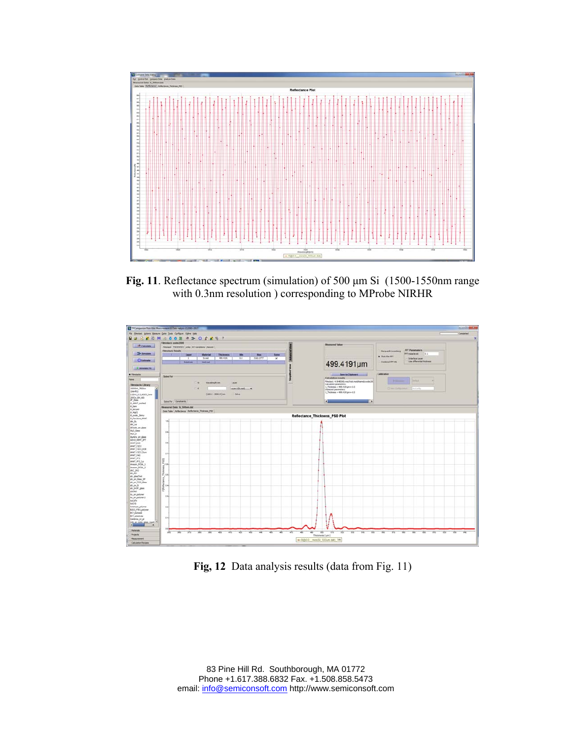**Fig. 11**. Reflectance spectrum (simulation) of 500 µm Si (1500-1550nm range with 0.3nm resolution ) corresponding to MProbe NIRHR

**Fig, 12** Data analysis results (data from Fig. 11)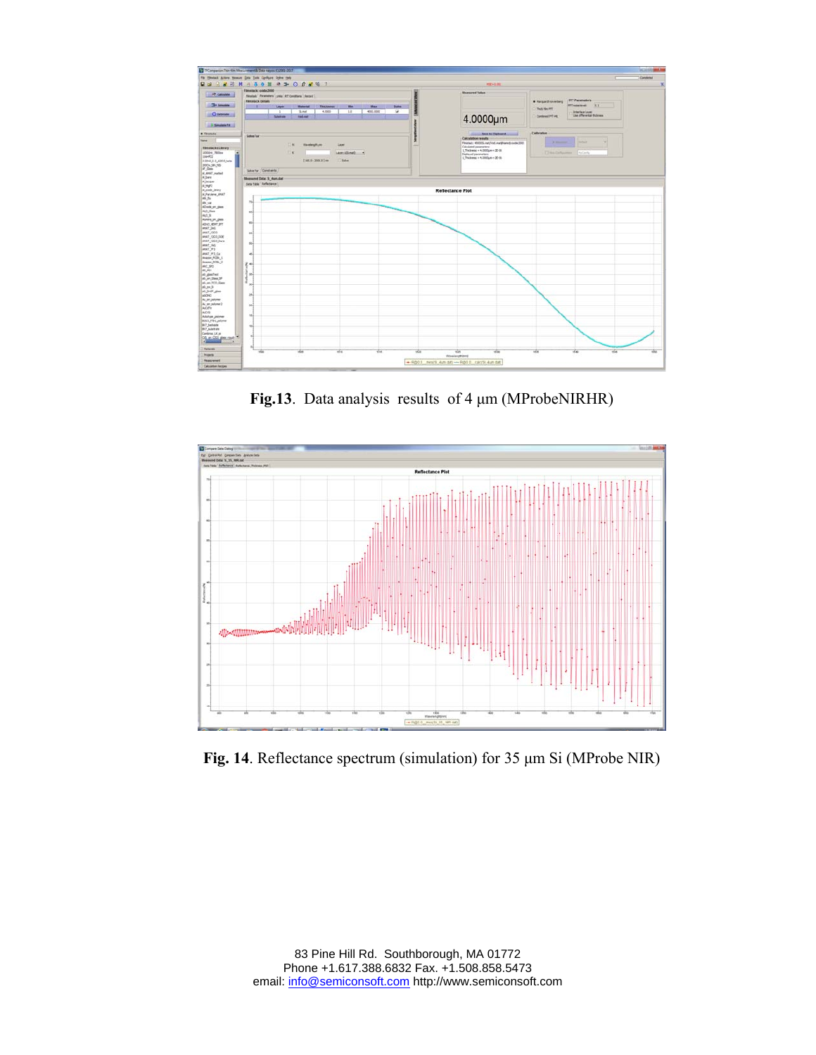**Fig.13**. Data analysis results of 4 μm (MProbeNIRHR)

**Fig. 14**. Reflectance spectrum (simulation) for 35 μm Si (MProbe NIR)

83 Pine Hill Rd. Southborough, MA 01772
Phone +1.617.388.6832 Fax. +1.508.858.5473
email: info@semiconsoft.com http://www.semiconsoft.com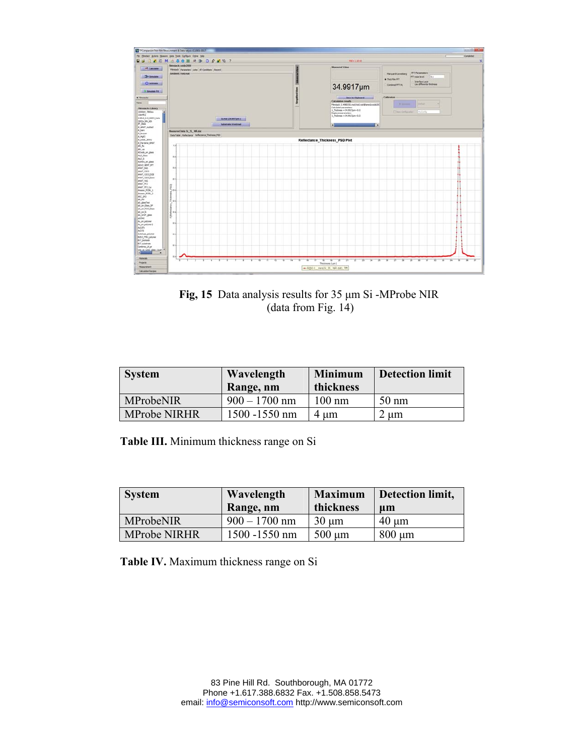**Fig, 15** Data analysis results for 35 µm Si -MProbe NIR (data from Fig. 14)

| System | Wavelength Range, nm | Minimum thickness | Detection limit |
|---|---|---|---|
| MProbeNIR | 900 – 1700 nm | 100 nm | 50 nm |
| MProbe NIRHR | 1500 -1550 nm | 4 µm | 2 µm |

**Table III.** Minimum thickness range on Si

| System | Wavelength Range, nm | Maximum thickness | Detection limit, µm |
|---|---|---|---|
| MProbeNIR | 900 – 1700 nm | 30 µm | 40 µm |
| MProbe NIRHR | 1500 -1550 nm | 500 µm | 800 µm |

**Table IV.** Maximum thickness range on Si

83 Pine Hill Rd. Southborough, MA 01772
Phone +1.617.388.6832 Fax. +1.508.858.5473
email: info@semiconsoft.com http://www.semiconsoft.com